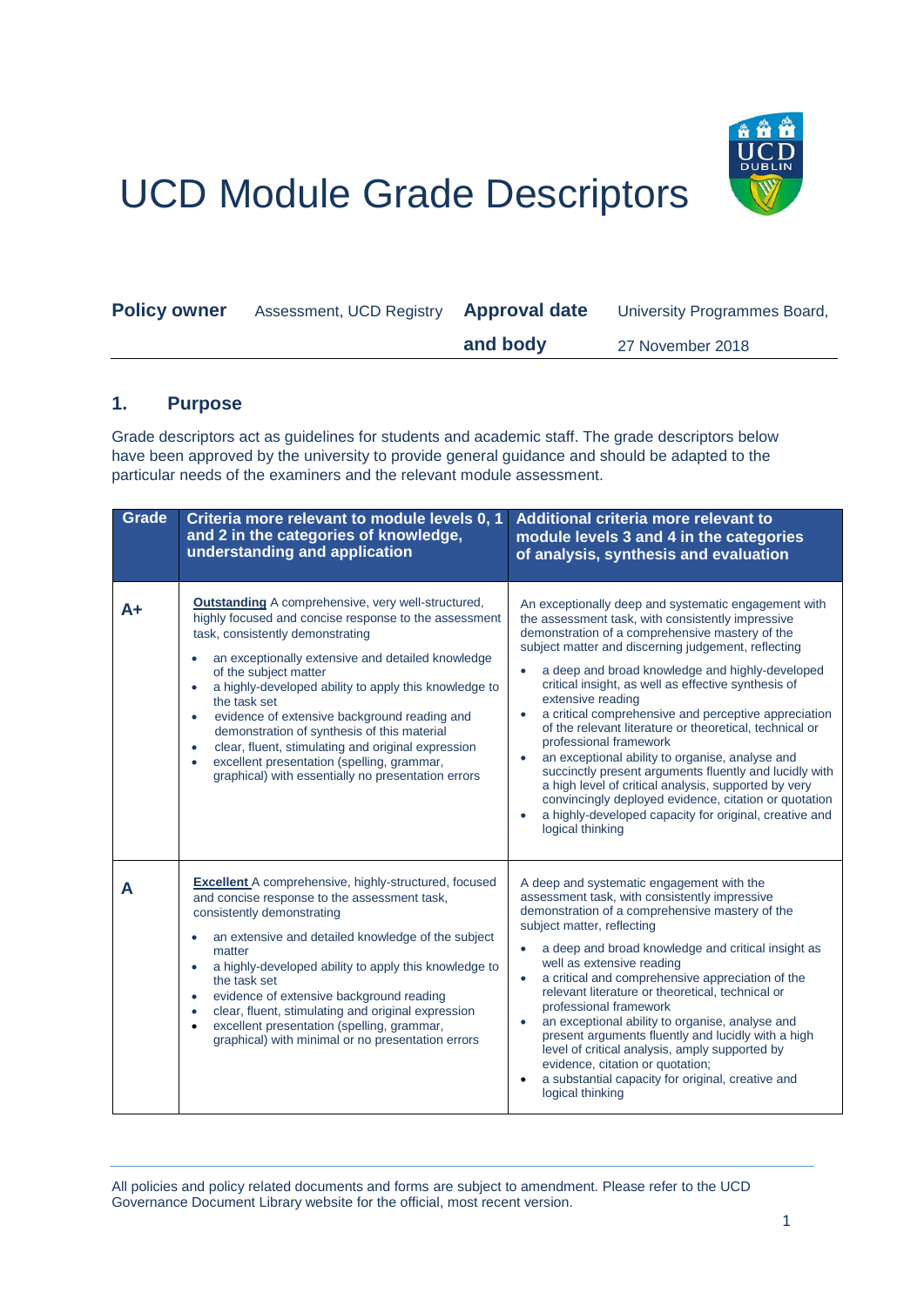# UCD Module Grade Descriptors

| **Policy owner** | Assessment, UCD Registry | **Approval date and body** | University Programmes Board, 27 November 2018 |
|---|---|---|---|

## 1. Purpose

Grade descriptors act as guidelines for students and academic staff. The grade descriptors below have been approved by the university to provide general guidance and should be adapted to the particular needs of the examiners and the relevant module assessment.

| Grade | Criteria more relevant to module levels 0, 1 and 2 in the categories of knowledge, understanding and application | Additional criteria more relevant to module levels 3 and 4 in the categories of analysis, synthesis and evaluation |
|---|---|---|
| **A+** | **Outstanding** A comprehensive, very well-structured, highly focused and concise response to the assessment task, consistently demonstrating<br>• an exceptionally extensive and detailed knowledge of the subject matter<br>• a highly-developed ability to apply this knowledge to the task set<br>• evidence of extensive background reading and demonstration of synthesis of this material<br>• clear, fluent, stimulating and original expression<br>• excellent presentation (spelling, grammar, graphical) with essentially no presentation errors | An exceptionally deep and systematic engagement with the assessment task, with consistently impressive demonstration of a comprehensive mastery of the subject matter and discerning judgement, reflecting<br>• a deep and broad knowledge and highly-developed critical insight, as well as effective synthesis of extensive reading<br>• a critical comprehensive and perceptive appreciation of the relevant literature or theoretical, technical or professional framework<br>• an exceptional ability to organise, analyse and succinctly present arguments fluently and lucidly with a high level of critical analysis, supported by very convincingly deployed evidence, citation or quotation<br>• a highly-developed capacity for original, creative and logical thinking |
| **A** | **Excellent** A comprehensive, highly-structured, focused and concise response to the assessment task, consistently demonstrating<br>• an extensive and detailed knowledge of the subject matter<br>• a highly-developed ability to apply this knowledge to the task set<br>• evidence of extensive background reading<br>• clear, fluent, stimulating and original expression<br>• excellent presentation (spelling, grammar, graphical) with minimal or no presentation errors | A deep and systematic engagement with the assessment task, with consistently impressive demonstration of a comprehensive mastery of the subject matter, reflecting<br>• a deep and broad knowledge and critical insight as well as extensive reading<br>• a critical and comprehensive appreciation of the relevant literature or theoretical, technical or professional framework<br>• an exceptional ability to organise, analyse and present arguments fluently and lucidly with a high level of critical analysis, amply supported by evidence, citation or quotation;<br>• a substantial capacity for original, creative and logical thinking |

All policies and policy related documents and forms are subject to amendment. Please refer to the UCD Governance Document Library website for the official, most recent version.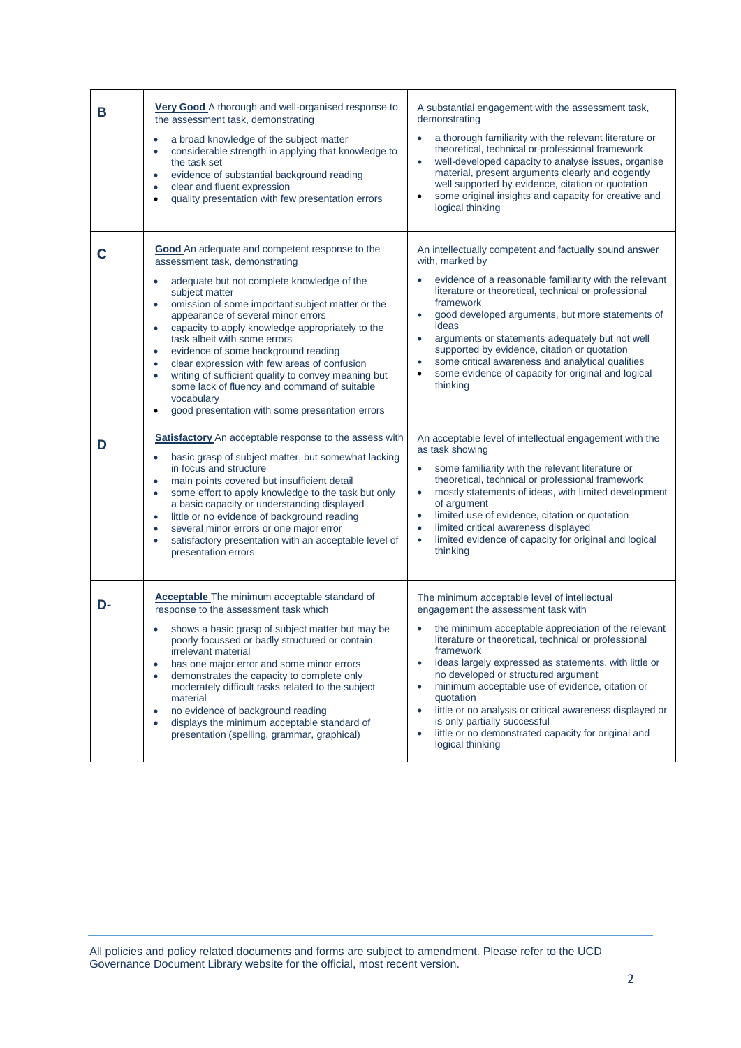| | | |
|---|---|---|
| **B** | **Very Good** A thorough and well-organised response to the assessment task, demonstrating<br>• a broad knowledge of the subject matter<br>• considerable strength in applying that knowledge to the task set<br>• evidence of substantial background reading<br>• clear and fluent expression<br>• quality presentation with few presentation errors | A substantial engagement with the assessment task, demonstrating<br>• a thorough familiarity with the relevant literature or theoretical, technical or professional framework<br>• well-developed capacity to analyse issues, organise material, present arguments clearly and cogently well supported by evidence, citation or quotation<br>• some original insights and capacity for creative and logical thinking |
| **C** | **Good** An adequate and competent response to the assessment task, demonstrating<br>• adequate but not complete knowledge of the subject matter<br>• omission of some important subject matter or the appearance of several minor errors<br>• capacity to apply knowledge appropriately to the task albeit with some errors<br>• evidence of some background reading<br>• clear expression with few areas of confusion<br>• writing of sufficient quality to convey meaning but some lack of fluency and command of suitable vocabulary<br>• good presentation with some presentation errors | An intellectually competent and factually sound answer with, marked by<br>• evidence of a reasonable familiarity with the relevant literature or theoretical, technical or professional framework<br>• good developed arguments, but more statements of ideas<br>• arguments or statements adequately but not well supported by evidence, citation or quotation<br>• some critical awareness and analytical qualities<br>• some evidence of capacity for original and logical thinking |
| **D** | **Satisfactory** An acceptable response to the assess with<br>• basic grasp of subject matter, but somewhat lacking in focus and structure<br>• main points covered but insufficient detail<br>• some effort to apply knowledge to the task but only a basic capacity or understanding displayed<br>• little or no evidence of background reading<br>• several minor errors or one major error<br>• satisfactory presentation with an acceptable level of presentation errors | An acceptable level of intellectual engagement with the as task showing<br>• some familiarity with the relevant literature or theoretical, technical or professional framework<br>• mostly statements of ideas, with limited development of argument<br>• limited use of evidence, citation or quotation<br>• limited critical awareness displayed<br>• limited evidence of capacity for original and logical thinking |
| **D-** | **Acceptable** The minimum acceptable standard of response to the assessment task which<br>• shows a basic grasp of subject matter but may be poorly focussed or badly structured or contain irrelevant material<br>• has one major error and some minor errors<br>• demonstrates the capacity to complete only moderately difficult tasks related to the subject material<br>• no evidence of background reading<br>• displays the minimum acceptable standard of presentation (spelling, grammar, graphical) | The minimum acceptable level of intellectual engagement the assessment task with<br>• the minimum acceptable appreciation of the relevant literature or theoretical, technical or professional framework<br>• ideas largely expressed as statements, with little or no developed or structured argument<br>• minimum acceptable use of evidence, citation or quotation<br>• little or no analysis or critical awareness displayed or is only partially successful<br>• little or no demonstrated capacity for original and logical thinking |

All policies and policy related documents and forms are subject to amendment. Please refer to the UCD Governance Document Library website for the official, most recent version.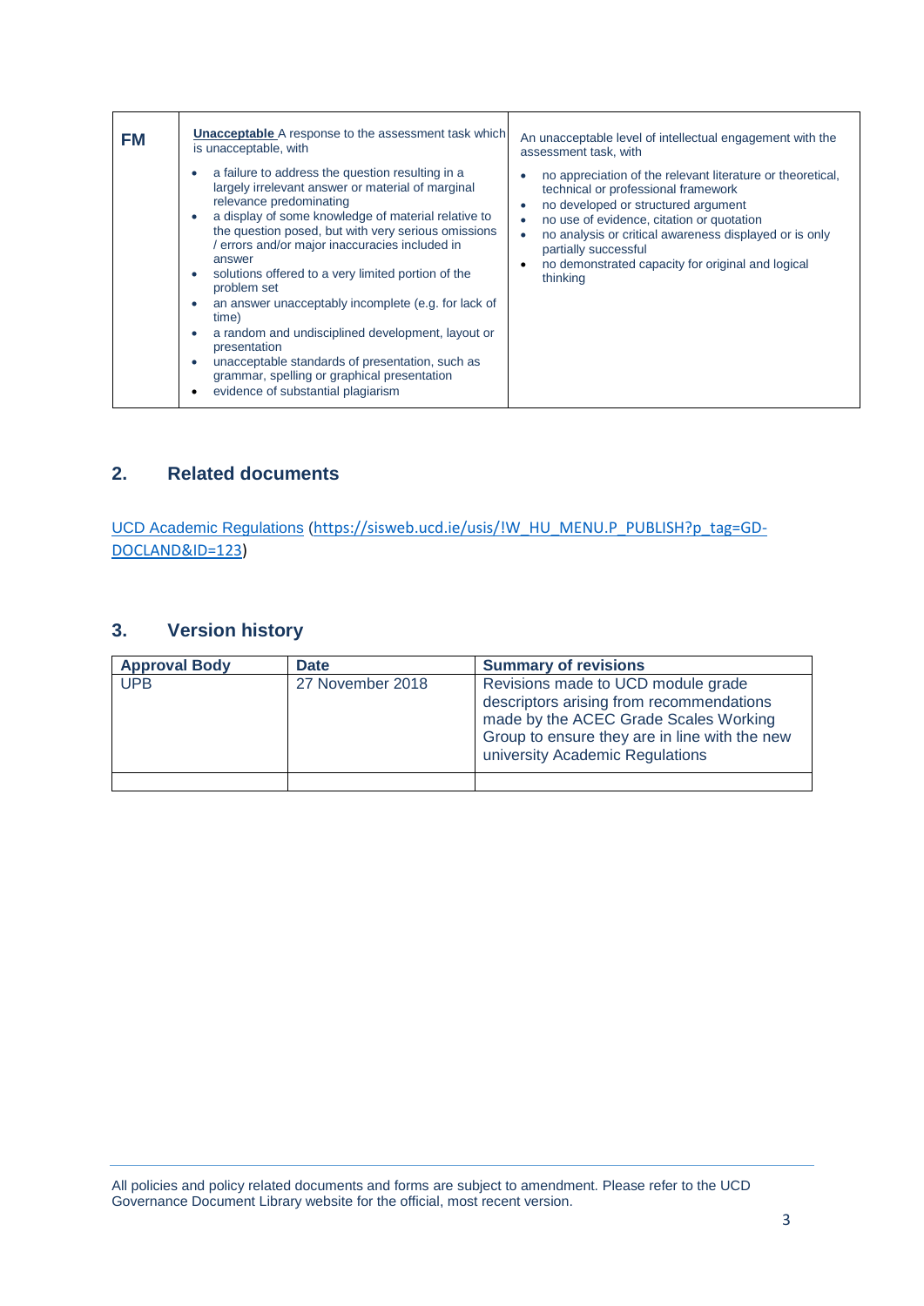| | | |
|---|---|---|
| **FM** | **Unacceptable** A response to the assessment task which is unacceptable, with<br>• a failure to address the question resulting in a largely irrelevant answer or material of marginal relevance predominating<br>• a display of some knowledge of material relative to the question posed, but with very serious omissions / errors and/or major inaccuracies included in answer<br>• solutions offered to a very limited portion of the problem set<br>• an answer unacceptably incomplete (e.g. for lack of time)<br>• a random and undisciplined development, layout or presentation<br>• unacceptable standards of presentation, such as grammar, spelling or graphical presentation<br>• evidence of substantial plagiarism | An unacceptable level of intellectual engagement with the assessment task, with<br>• no appreciation of the relevant literature or theoretical, technical or professional framework<br>• no developed or structured argument<br>• no use of evidence, citation or quotation<br>• no analysis or critical awareness displayed or is only partially successful<br>• no demonstrated capacity for original and logical thinking |

## 2. Related documents

UCD Academic Regulations (https://sisweb.ucd.ie/usis/!W_HU_MENU.P_PUBLISH?p_tag=GD-DOCLAND&ID=123)

## 3. Version history

| Approval Body | Date | Summary of revisions |
|---|---|---|
| UPB | 27 November 2018 | Revisions made to UCD module grade descriptors arising from recommendations made by the ACEC Grade Scales Working Group to ensure they are in line with the new university Academic Regulations |
| | | |

All policies and policy related documents and forms are subject to amendment. Please refer to the UCD Governance Document Library website for the official, most recent version.